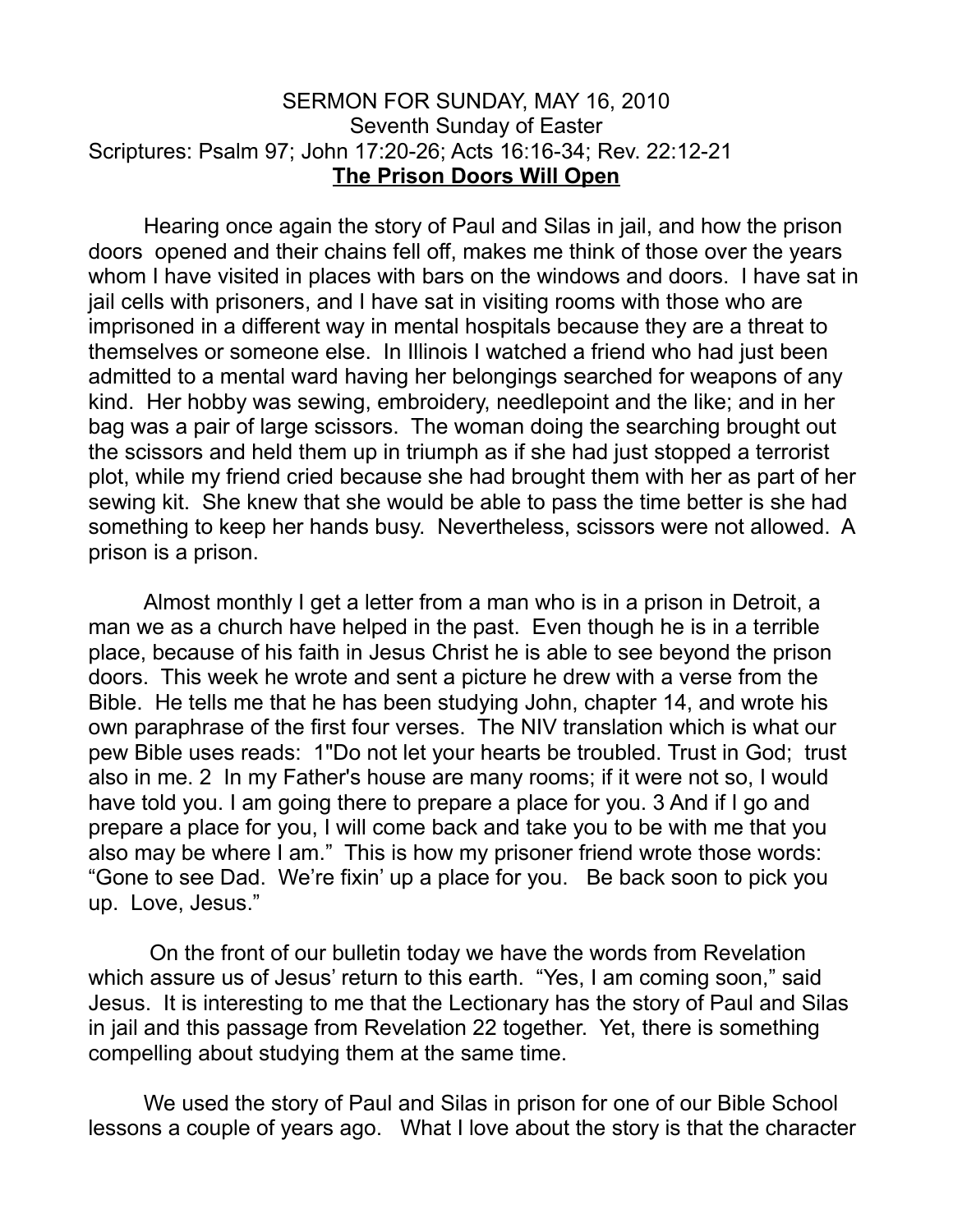SERMON FOR SUNDAY, MAY 16, 2010
Seventh Sunday of Easter
Scriptures: Psalm 97; John 17:20-26; Acts 16:16-34; Rev. 22:12-21

**The Prison Doors Will Open**

Hearing once again the story of Paul and Silas in jail, and how the prison doors opened and their chains fell off, makes me think of those over the years whom I have visited in places with bars on the windows and doors. I have sat in jail cells with prisoners, and I have sat in visiting rooms with those who are imprisoned in a different way in mental hospitals because they are a threat to themselves or someone else. In Illinois I watched a friend who had just been admitted to a mental ward having her belongings searched for weapons of any kind. Her hobby was sewing, embroidery, needlepoint and the like; and in her bag was a pair of large scissors. The woman doing the searching brought out the scissors and held them up in triumph as if she had just stopped a terrorist plot, while my friend cried because she had brought them with her as part of her sewing kit. She knew that she would be able to pass the time better is she had something to keep her hands busy. Nevertheless, scissors were not allowed. A prison is a prison.

Almost monthly I get a letter from a man who is in a prison in Detroit, a man we as a church have helped in the past. Even though he is in a terrible place, because of his faith in Jesus Christ he is able to see beyond the prison doors. This week he wrote and sent a picture he drew with a verse from the Bible. He tells me that he has been studying John, chapter 14, and wrote his own paraphrase of the first four verses. The NIV translation which is what our pew Bible uses reads: 1"Do not let your hearts be troubled. Trust in God; trust also in me. 2 In my Father's house are many rooms; if it were not so, I would have told you. I am going there to prepare a place for you. 3 And if I go and prepare a place for you, I will come back and take you to be with me that you also may be where I am." This is how my prisoner friend wrote those words: "Gone to see Dad. We're fixin' up a place for you. Be back soon to pick you up. Love, Jesus."

On the front of our bulletin today we have the words from Revelation which assure us of Jesus' return to this earth. "Yes, I am coming soon," said Jesus. It is interesting to me that the Lectionary has the story of Paul and Silas in jail and this passage from Revelation 22 together. Yet, there is something compelling about studying them at the same time.

We used the story of Paul and Silas in prison for one of our Bible School lessons a couple of years ago. What I love about the story is that the character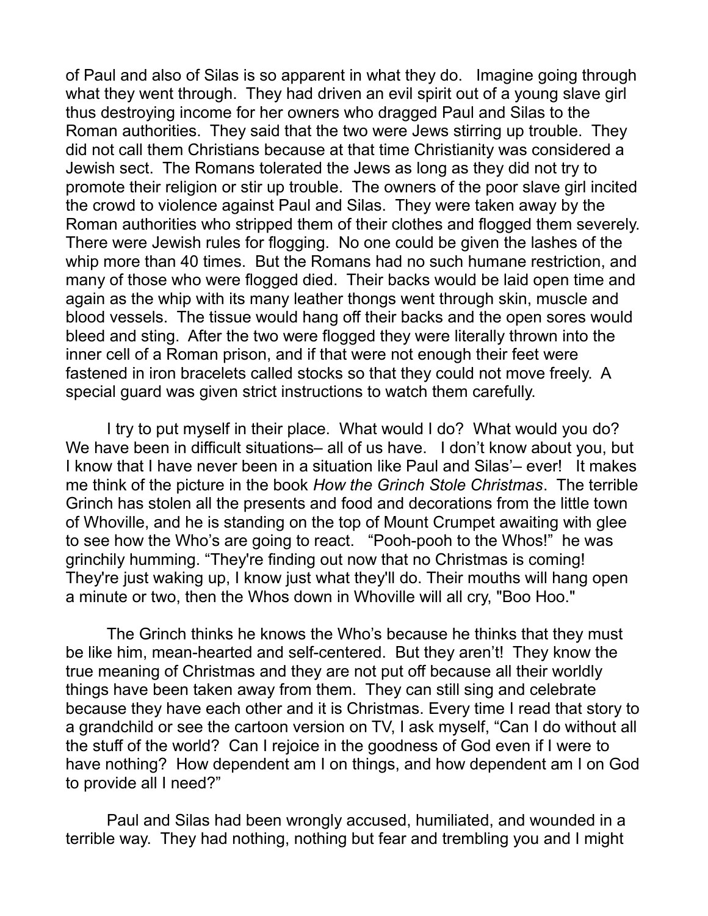of Paul and also of Silas is so apparent in what they do. Imagine going through what they went through. They had driven an evil spirit out of a young slave girl thus destroying income for her owners who dragged Paul and Silas to the Roman authorities. They said that the two were Jews stirring up trouble. They did not call them Christians because at that time Christianity was considered a Jewish sect. The Romans tolerated the Jews as long as they did not try to promote their religion or stir up trouble. The owners of the poor slave girl incited the crowd to violence against Paul and Silas. They were taken away by the Roman authorities who stripped them of their clothes and flogged them severely. There were Jewish rules for flogging. No one could be given the lashes of the whip more than 40 times. But the Romans had no such humane restriction, and many of those who were flogged died. Their backs would be laid open time and again as the whip with its many leather thongs went through skin, muscle and blood vessels. The tissue would hang off their backs and the open sores would bleed and sting. After the two were flogged they were literally thrown into the inner cell of a Roman prison, and if that were not enough their feet were fastened in iron bracelets called stocks so that they could not move freely. A special guard was given strict instructions to watch them carefully.

I try to put myself in their place. What would I do? What would you do? We have been in difficult situations– all of us have. I don't know about you, but I know that I have never been in a situation like Paul and Silas'– ever! It makes me think of the picture in the book *How the Grinch Stole Christmas*. The terrible Grinch has stolen all the presents and food and decorations from the little town of Whoville, and he is standing on the top of Mount Crumpet awaiting with glee to see how the Who's are going to react. "Pooh-pooh to the Whos!" he was grinchily humming. "They're finding out now that no Christmas is coming! They're just waking up, I know just what they'll do. Their mouths will hang open a minute or two, then the Whos down in Whoville will all cry, "Boo Hoo."

The Grinch thinks he knows the Who's because he thinks that they must be like him, mean-hearted and self-centered. But they aren't! They know the true meaning of Christmas and they are not put off because all their worldly things have been taken away from them. They can still sing and celebrate because they have each other and it is Christmas. Every time I read that story to a grandchild or see the cartoon version on TV, I ask myself, "Can I do without all the stuff of the world? Can I rejoice in the goodness of God even if I were to have nothing? How dependent am I on things, and how dependent am I on God to provide all I need?"

Paul and Silas had been wrongly accused, humiliated, and wounded in a terrible way. They had nothing, nothing but fear and trembling you and I might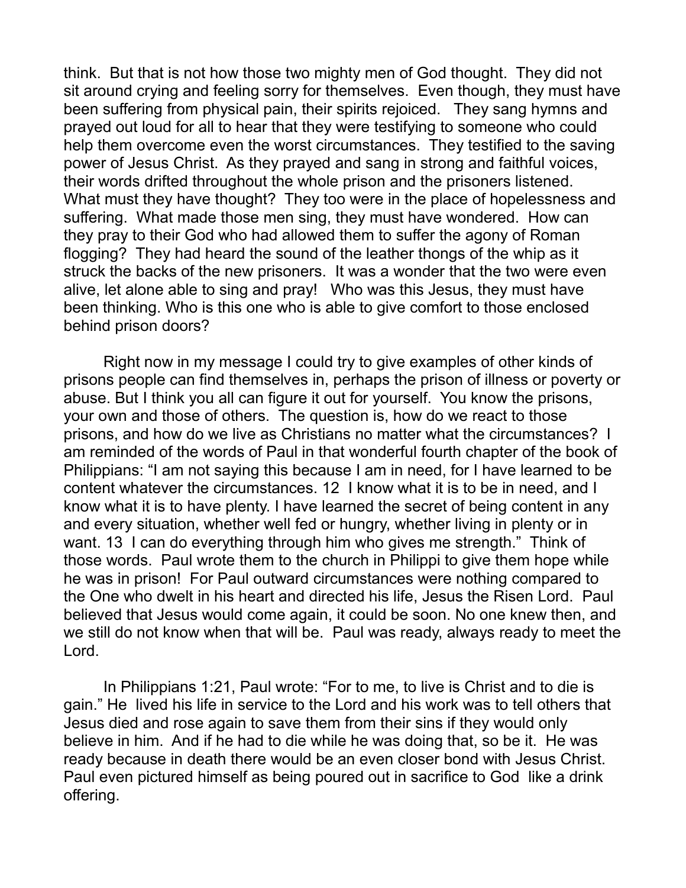think. But that is not how those two mighty men of God thought. They did not sit around crying and feeling sorry for themselves. Even though, they must have been suffering from physical pain, their spirits rejoiced. They sang hymns and prayed out loud for all to hear that they were testifying to someone who could help them overcome even the worst circumstances. They testified to the saving power of Jesus Christ. As they prayed and sang in strong and faithful voices, their words drifted throughout the whole prison and the prisoners listened. What must they have thought? They too were in the place of hopelessness and suffering. What made those men sing, they must have wondered. How can they pray to their God who had allowed them to suffer the agony of Roman flogging? They had heard the sound of the leather thongs of the whip as it struck the backs of the new prisoners. It was a wonder that the two were even alive, let alone able to sing and pray! Who was this Jesus, they must have been thinking. Who is this one who is able to give comfort to those enclosed behind prison doors?

Right now in my message I could try to give examples of other kinds of prisons people can find themselves in, perhaps the prison of illness or poverty or abuse. But I think you all can figure it out for yourself. You know the prisons, your own and those of others. The question is, how do we react to those prisons, and how do we live as Christians no matter what the circumstances? I am reminded of the words of Paul in that wonderful fourth chapter of the book of Philippians: "I am not saying this because I am in need, for I have learned to be content whatever the circumstances. 12 I know what it is to be in need, and I know what it is to have plenty. I have learned the secret of being content in any and every situation, whether well fed or hungry, whether living in plenty or in want. 13 I can do everything through him who gives me strength." Think of those words. Paul wrote them to the church in Philippi to give them hope while he was in prison! For Paul outward circumstances were nothing compared to the One who dwelt in his heart and directed his life, Jesus the Risen Lord. Paul believed that Jesus would come again, it could be soon. No one knew then, and we still do not know when that will be. Paul was ready, always ready to meet the Lord.

In Philippians 1:21, Paul wrote: "For to me, to live is Christ and to die is gain." He lived his life in service to the Lord and his work was to tell others that Jesus died and rose again to save them from their sins if they would only believe in him. And if he had to die while he was doing that, so be it. He was ready because in death there would be an even closer bond with Jesus Christ. Paul even pictured himself as being poured out in sacrifice to God like a drink offering.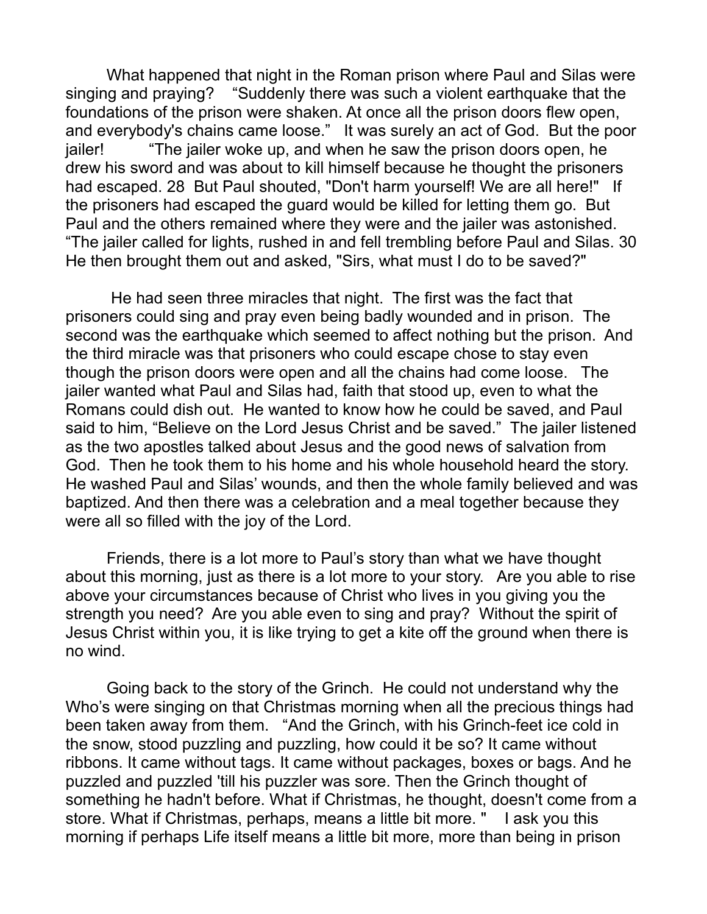What happened that night in the Roman prison where Paul and Silas were singing and praying? "Suddenly there was such a violent earthquake that the foundations of the prison were shaken. At once all the prison doors flew open, and everybody's chains came loose." It was surely an act of God. But the poor jailer! "The jailer woke up, and when he saw the prison doors open, he drew his sword and was about to kill himself because he thought the prisoners had escaped. 28 But Paul shouted, "Don't harm yourself! We are all here!" If the prisoners had escaped the guard would be killed for letting them go. But Paul and the others remained where they were and the jailer was astonished. "The jailer called for lights, rushed in and fell trembling before Paul and Silas. 30 He then brought them out and asked, "Sirs, what must I do to be saved?"

He had seen three miracles that night. The first was the fact that prisoners could sing and pray even being badly wounded and in prison. The second was the earthquake which seemed to affect nothing but the prison. And the third miracle was that prisoners who could escape chose to stay even though the prison doors were open and all the chains had come loose. The jailer wanted what Paul and Silas had, faith that stood up, even to what the Romans could dish out. He wanted to know how he could be saved, and Paul said to him, "Believe on the Lord Jesus Christ and be saved." The jailer listened as the two apostles talked about Jesus and the good news of salvation from God. Then he took them to his home and his whole household heard the story. He washed Paul and Silas' wounds, and then the whole family believed and was baptized. And then there was a celebration and a meal together because they were all so filled with the joy of the Lord.

Friends, there is a lot more to Paul's story than what we have thought about this morning, just as there is a lot more to your story. Are you able to rise above your circumstances because of Christ who lives in you giving you the strength you need? Are you able even to sing and pray? Without the spirit of Jesus Christ within you, it is like trying to get a kite off the ground when there is no wind.

Going back to the story of the Grinch. He could not understand why the Who's were singing on that Christmas morning when all the precious things had been taken away from them. "And the Grinch, with his Grinch-feet ice cold in the snow, stood puzzling and puzzling, how could it be so? It came without ribbons. It came without tags. It came without packages, boxes or bags. And he puzzled and puzzled 'till his puzzler was sore. Then the Grinch thought of something he hadn't before. What if Christmas, he thought, doesn't come from a store. What if Christmas, perhaps, means a little bit more. " I ask you this morning if perhaps Life itself means a little bit more, more than being in prison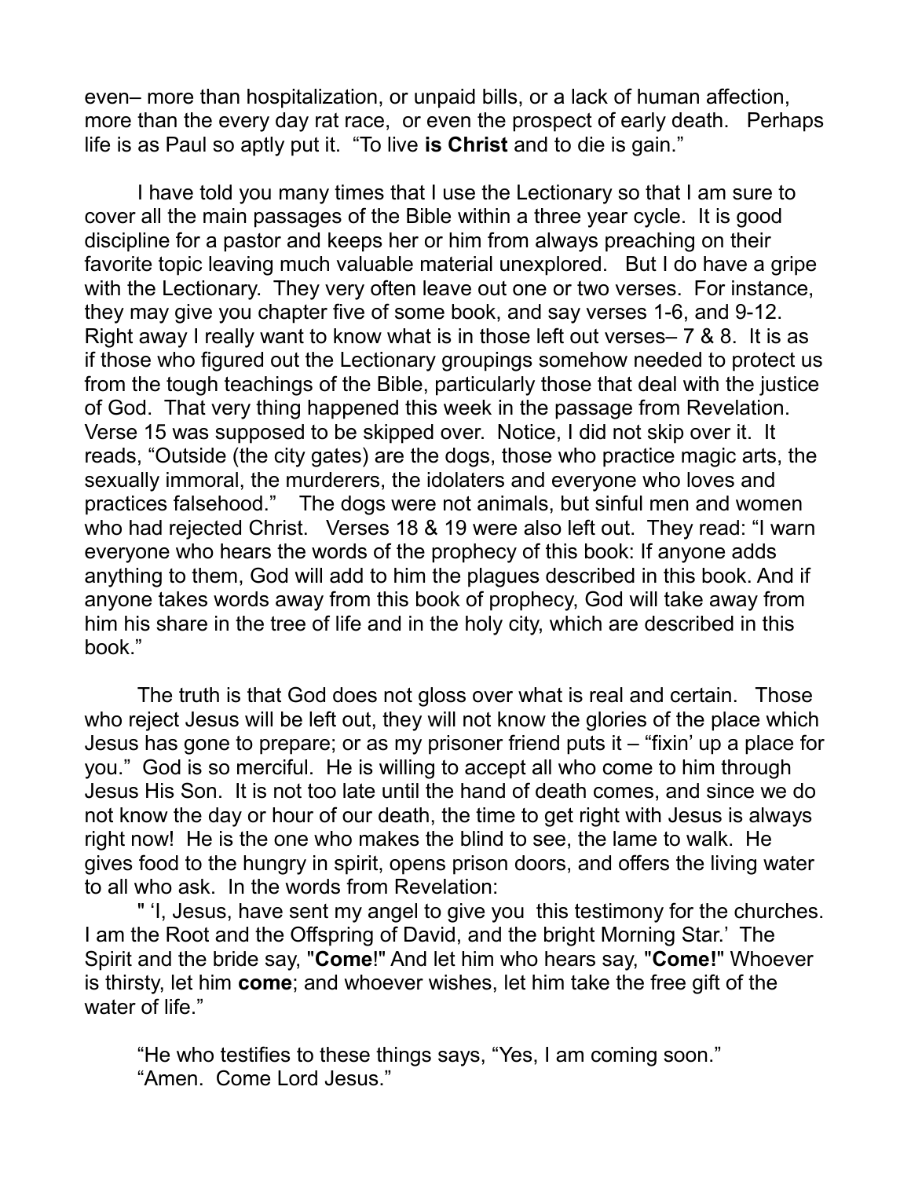even– more than hospitalization, or unpaid bills, or a lack of human affection, more than the every day rat race, or even the prospect of early death. Perhaps life is as Paul so aptly put it. "To live **is Christ** and to die is gain."

I have told you many times that I use the Lectionary so that I am sure to cover all the main passages of the Bible within a three year cycle. It is good discipline for a pastor and keeps her or him from always preaching on their favorite topic leaving much valuable material unexplored. But I do have a gripe with the Lectionary. They very often leave out one or two verses. For instance, they may give you chapter five of some book, and say verses 1-6, and 9-12. Right away I really want to know what is in those left out verses– 7 & 8. It is as if those who figured out the Lectionary groupings somehow needed to protect us from the tough teachings of the Bible, particularly those that deal with the justice of God. That very thing happened this week in the passage from Revelation. Verse 15 was supposed to be skipped over. Notice, I did not skip over it. It reads, "Outside (the city gates) are the dogs, those who practice magic arts, the sexually immoral, the murderers, the idolaters and everyone who loves and practices falsehood." The dogs were not animals, but sinful men and women who had rejected Christ. Verses 18 & 19 were also left out. They read: "I warn everyone who hears the words of the prophecy of this book: If anyone adds anything to them, God will add to him the plagues described in this book. And if anyone takes words away from this book of prophecy, God will take away from him his share in the tree of life and in the holy city, which are described in this book."

The truth is that God does not gloss over what is real and certain. Those who reject Jesus will be left out, they will not know the glories of the place which Jesus has gone to prepare; or as my prisoner friend puts it – "fixin' up a place for you." God is so merciful. He is willing to accept all who come to him through Jesus His Son. It is not too late until the hand of death comes, and since we do not know the day or hour of our death, the time to get right with Jesus is always right now! He is the one who makes the blind to see, the lame to walk. He gives food to the hungry in spirit, opens prison doors, and offers the living water to all who ask. In the words from Revelation:

" 'I, Jesus, have sent my angel to give you this testimony for the churches. I am the Root and the Offspring of David, and the bright Morning Star.' The Spirit and the bride say, "**Come**!" And let him who hears say, "**Come!**" Whoever is thirsty, let him **come**; and whoever wishes, let him take the free gift of the water of life."

"He who testifies to these things says, "Yes, I am coming soon."
"Amen. Come Lord Jesus."